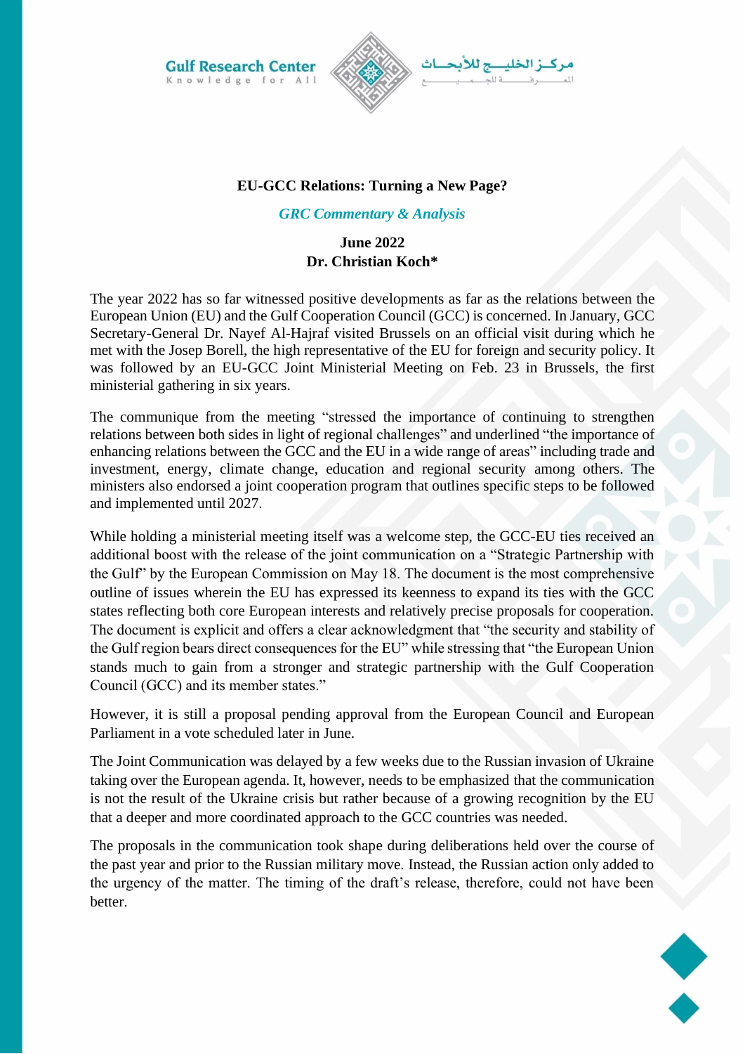# EU-GCC Relations: Turning a New Page?

*GRC Commentary & Analysis*

**June 2022**
**Dr. Christian Koch***

The year 2022 has so far witnessed positive developments as far as the relations between the European Union (EU) and the Gulf Cooperation Council (GCC) is concerned. In January, GCC Secretary-General Dr. Nayef Al-Hajraf visited Brussels on an official visit during which he met with the Josep Borell, the high representative of the EU for foreign and security policy. It was followed by an EU-GCC Joint Ministerial Meeting on Feb. 23 in Brussels, the first ministerial gathering in six years.

The communique from the meeting "stressed the importance of continuing to strengthen relations between both sides in light of regional challenges" and underlined "the importance of enhancing relations between the GCC and the EU in a wide range of areas" including trade and investment, energy, climate change, education and regional security among others. The ministers also endorsed a joint cooperation program that outlines specific steps to be followed and implemented until 2027.

While holding a ministerial meeting itself was a welcome step, the GCC-EU ties received an additional boost with the release of the joint communication on a "Strategic Partnership with the Gulf" by the European Commission on May 18. The document is the most comprehensive outline of issues wherein the EU has expressed its keenness to expand its ties with the GCC states reflecting both core European interests and relatively precise proposals for cooperation. The document is explicit and offers a clear acknowledgment that "the security and stability of the Gulf region bears direct consequences for the EU" while stressing that "the European Union stands much to gain from a stronger and strategic partnership with the Gulf Cooperation Council (GCC) and its member states."

However, it is still a proposal pending approval from the European Council and European Parliament in a vote scheduled later in June.

The Joint Communication was delayed by a few weeks due to the Russian invasion of Ukraine taking over the European agenda. It, however, needs to be emphasized that the communication is not the result of the Ukraine crisis but rather because of a growing recognition by the EU that a deeper and more coordinated approach to the GCC countries was needed.

The proposals in the communication took shape during deliberations held over the course of the past year and prior to the Russian military move. Instead, the Russian action only added to the urgency of the matter. The timing of the draft's release, therefore, could not have been better.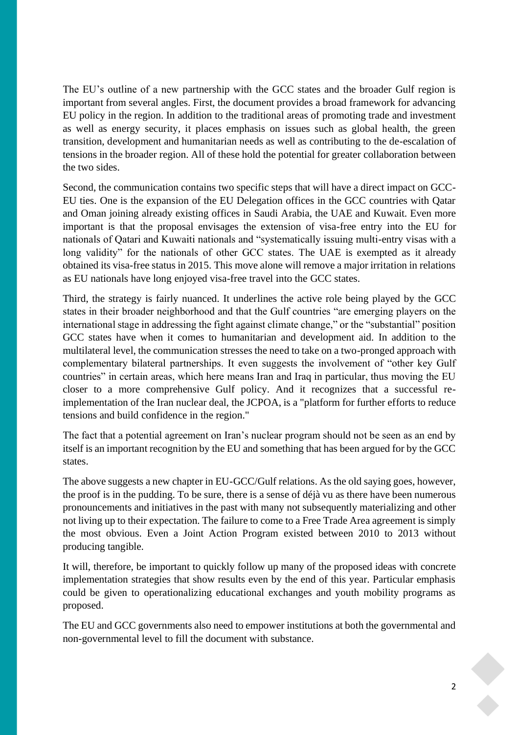The EU's outline of a new partnership with the GCC states and the broader Gulf region is important from several angles. First, the document provides a broad framework for advancing EU policy in the region. In addition to the traditional areas of promoting trade and investment as well as energy security, it places emphasis on issues such as global health, the green transition, development and humanitarian needs as well as contributing to the de-escalation of tensions in the broader region. All of these hold the potential for greater collaboration between the two sides.

Second, the communication contains two specific steps that will have a direct impact on GCC-EU ties. One is the expansion of the EU Delegation offices in the GCC countries with Qatar and Oman joining already existing offices in Saudi Arabia, the UAE and Kuwait. Even more important is that the proposal envisages the extension of visa-free entry into the EU for nationals of Qatari and Kuwaiti nationals and "systematically issuing multi-entry visas with a long validity" for the nationals of other GCC states. The UAE is exempted as it already obtained its visa-free status in 2015. This move alone will remove a major irritation in relations as EU nationals have long enjoyed visa-free travel into the GCC states.

Third, the strategy is fairly nuanced. It underlines the active role being played by the GCC states in their broader neighborhood and that the Gulf countries "are emerging players on the international stage in addressing the fight against climate change," or the "substantial" position GCC states have when it comes to humanitarian and development aid. In addition to the multilateral level, the communication stresses the need to take on a two-pronged approach with complementary bilateral partnerships. It even suggests the involvement of "other key Gulf countries" in certain areas, which here means Iran and Iraq in particular, thus moving the EU closer to a more comprehensive Gulf policy. And it recognizes that a successful re-implementation of the Iran nuclear deal, the JCPOA, is a "platform for further efforts to reduce tensions and build confidence in the region."

The fact that a potential agreement on Iran's nuclear program should not be seen as an end by itself is an important recognition by the EU and something that has been argued for by the GCC states.

The above suggests a new chapter in EU-GCC/Gulf relations. As the old saying goes, however, the proof is in the pudding. To be sure, there is a sense of déjà vu as there have been numerous pronouncements and initiatives in the past with many not subsequently materializing and other not living up to their expectation. The failure to come to a Free Trade Area agreement is simply the most obvious. Even a Joint Action Program existed between 2010 to 2013 without producing tangible.

It will, therefore, be important to quickly follow up many of the proposed ideas with concrete implementation strategies that show results even by the end of this year. Particular emphasis could be given to operationalizing educational exchanges and youth mobility programs as proposed.

The EU and GCC governments also need to empower institutions at both the governmental and non-governmental level to fill the document with substance.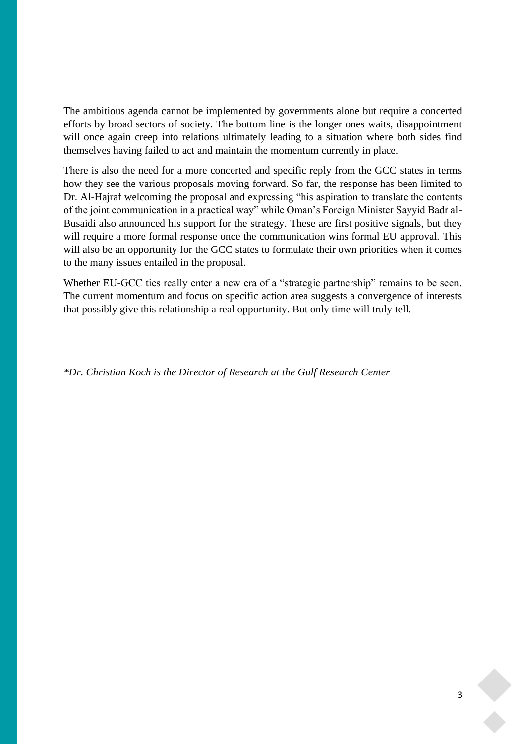The ambitious agenda cannot be implemented by governments alone but require a concerted efforts by broad sectors of society. The bottom line is the longer ones waits, disappointment will once again creep into relations ultimately leading to a situation where both sides find themselves having failed to act and maintain the momentum currently in place.

There is also the need for a more concerted and specific reply from the GCC states in terms how they see the various proposals moving forward. So far, the response has been limited to Dr. Al-Hajraf welcoming the proposal and expressing "his aspiration to translate the contents of the joint communication in a practical way" while Oman's Foreign Minister Sayyid Badr al-Busaidi also announced his support for the strategy. These are first positive signals, but they will require a more formal response once the communication wins formal EU approval. This will also be an opportunity for the GCC states to formulate their own priorities when it comes to the many issues entailed in the proposal.

Whether EU-GCC ties really enter a new era of a "strategic partnership" remains to be seen. The current momentum and focus on specific action area suggests a convergence of interests that possibly give this relationship a real opportunity. But only time will truly tell.

*\*Dr. Christian Koch is the Director of Research at the Gulf Research Center*